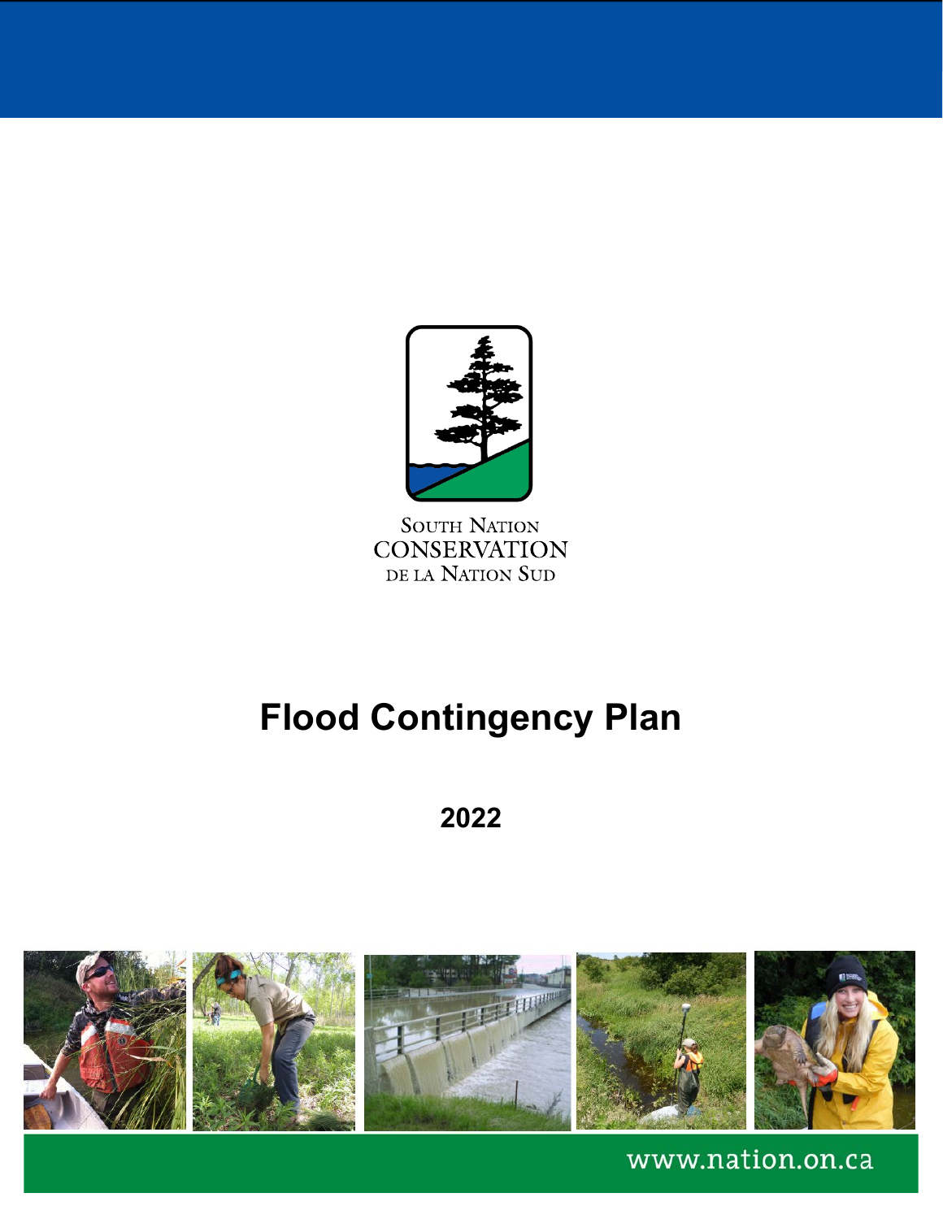South Nation
CONSERVATION
de la Nation Sud

# Flood Contingency Plan

**2022**

www.nation.on.ca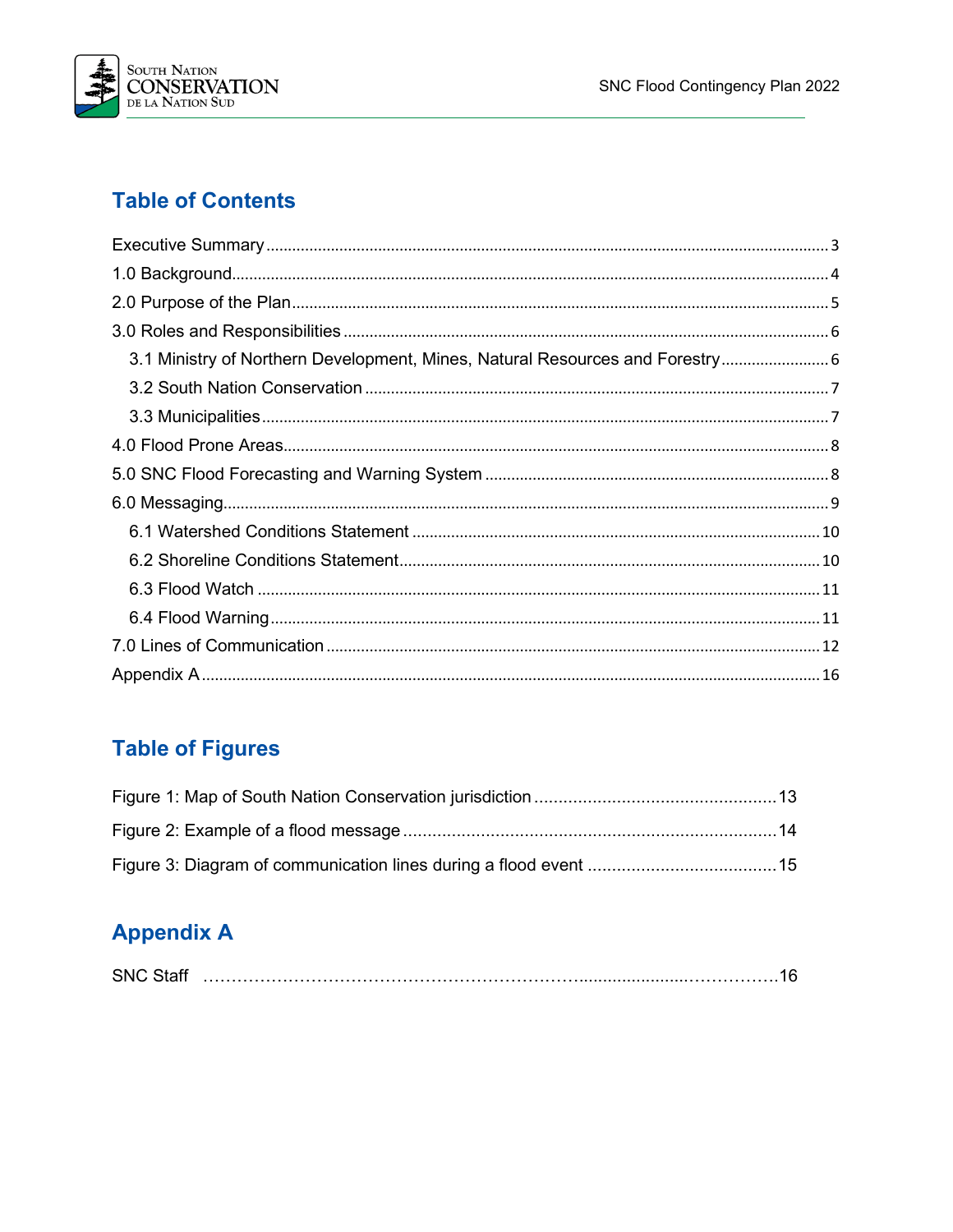## Table of Contents

Executive Summary ..... 3

1.0 Background ..... 4

2.0 Purpose of the Plan ..... 5

3.0 Roles and Responsibilities ..... 6

- 3.1 Ministry of Northern Development, Mines, Natural Resources and Forestry ..... 6
- 3.2 South Nation Conservation ..... 7
- 3.3 Municipalities ..... 7

4.0 Flood Prone Areas ..... 8

5.0 SNC Flood Forecasting and Warning System ..... 8

6.0 Messaging ..... 9

- 6.1 Watershed Conditions Statement ..... 10
- 6.2 Shoreline Conditions Statement ..... 10
- 6.3 Flood Watch ..... 11
- 6.4 Flood Warning ..... 11

7.0 Lines of Communication ..... 12

Appendix A ..... 16

## Table of Figures

Figure 1: Map of South Nation Conservation jurisdiction ..... 13

Figure 2: Example of a flood message ..... 14

Figure 3: Diagram of communication lines during a flood event ..... 15

## Appendix A

SNC Staff ..... 16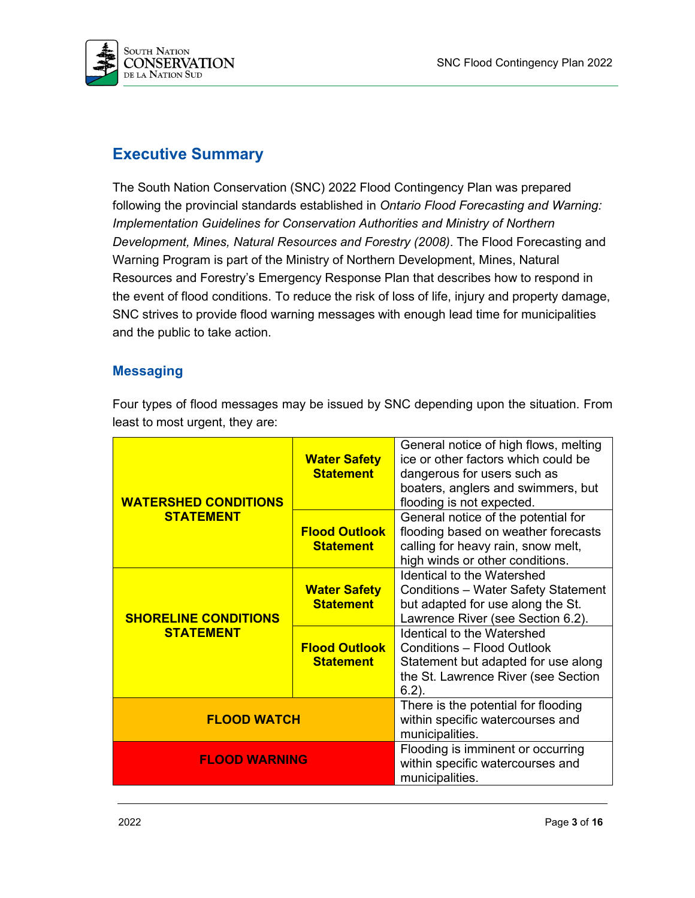## Executive Summary

The South Nation Conservation (SNC) 2022 Flood Contingency Plan was prepared following the provincial standards established in *Ontario Flood Forecasting and Warning: Implementation Guidelines for Conservation Authorities and Ministry of Northern Development, Mines, Natural Resources and Forestry (2008)*. The Flood Forecasting and Warning Program is part of the Ministry of Northern Development, Mines, Natural Resources and Forestry's Emergency Response Plan that describes how to respond in the event of flood conditions. To reduce the risk of loss of life, injury and property damage, SNC strives to provide flood warning messages with enough lead time for municipalities and the public to take action.

### Messaging

Four types of flood messages may be issued by SNC depending upon the situation. From least to most urgent, they are:

| | | |
|---|---|---|
| **WATERSHED CONDITIONS STATEMENT** | **Water Safety Statement** | General notice of high flows, melting ice or other factors which could be dangerous for users such as boaters, anglers and swimmers, but flooding is not expected. |
| | **Flood Outlook Statement** | General notice of the potential for flooding based on weather forecasts calling for heavy rain, snow melt, high winds or other conditions. |
| **SHORELINE CONDITIONS STATEMENT** | **Water Safety Statement** | Identical to the Watershed Conditions – Water Safety Statement but adapted for use along the St. Lawrence River (see Section 6.2). |
| | **Flood Outlook Statement** | Identical to the Watershed Conditions – Flood Outlook Statement but adapted for use along the St. Lawrence River (see Section 6.2). |
| **FLOOD WATCH** | | There is the potential for flooding within specific watercourses and municipalities. |
| **FLOOD WARNING** | | Flooding is imminent or occurring within specific watercourses and municipalities. |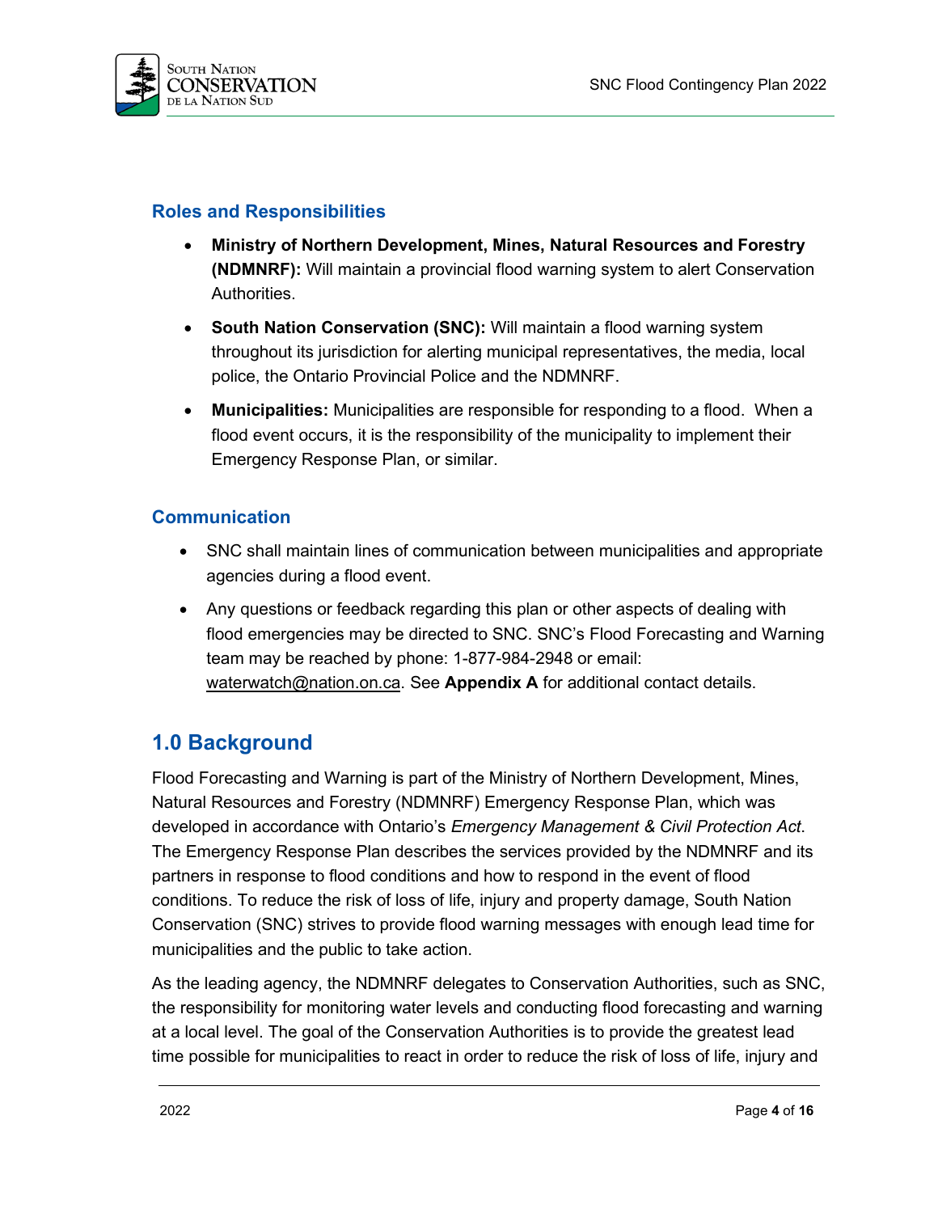### Roles and Responsibilities

- **Ministry of Northern Development, Mines, Natural Resources and Forestry (NDMNRF):** Will maintain a provincial flood warning system to alert Conservation Authorities.
- **South Nation Conservation (SNC):** Will maintain a flood warning system throughout its jurisdiction for alerting municipal representatives, the media, local police, the Ontario Provincial Police and the NDMNRF.
- **Municipalities:** Municipalities are responsible for responding to a flood. When a flood event occurs, it is the responsibility of the municipality to implement their Emergency Response Plan, or similar.

### Communication

- SNC shall maintain lines of communication between municipalities and appropriate agencies during a flood event.
- Any questions or feedback regarding this plan or other aspects of dealing with flood emergencies may be directed to SNC. SNC's Flood Forecasting and Warning team may be reached by phone: 1-877-984-2948 or email: waterwatch@nation.on.ca. See **Appendix A** for additional contact details.

## 1.0 Background

Flood Forecasting and Warning is part of the Ministry of Northern Development, Mines, Natural Resources and Forestry (NDMNRF) Emergency Response Plan, which was developed in accordance with Ontario's *Emergency Management & Civil Protection Act*. The Emergency Response Plan describes the services provided by the NDMNRF and its partners in response to flood conditions and how to respond in the event of flood conditions. To reduce the risk of loss of life, injury and property damage, South Nation Conservation (SNC) strives to provide flood warning messages with enough lead time for municipalities and the public to take action.

As the leading agency, the NDMNRF delegates to Conservation Authorities, such as SNC, the responsibility for monitoring water levels and conducting flood forecasting and warning at a local level. The goal of the Conservation Authorities is to provide the greatest lead time possible for municipalities to react in order to reduce the risk of loss of life, injury and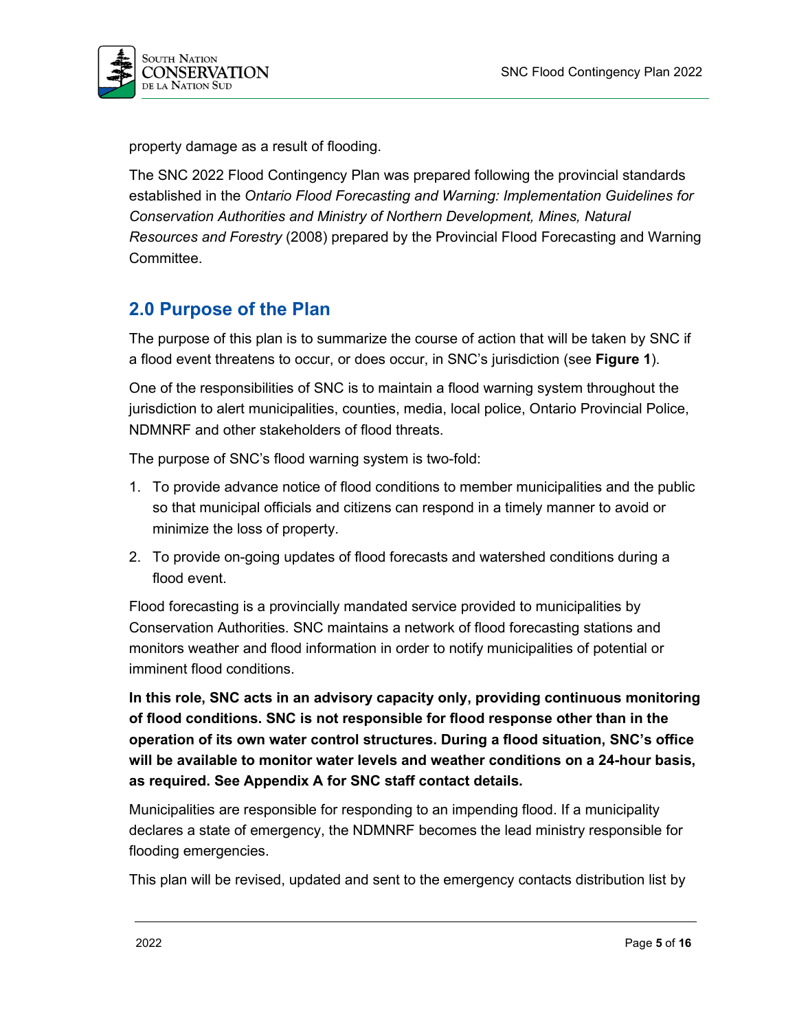property damage as a result of flooding.

The SNC 2022 Flood Contingency Plan was prepared following the provincial standards established in the *Ontario Flood Forecasting and Warning: Implementation Guidelines for Conservation Authorities and Ministry of Northern Development, Mines, Natural Resources and Forestry* (2008) prepared by the Provincial Flood Forecasting and Warning Committee.

## 2.0 Purpose of the Plan

The purpose of this plan is to summarize the course of action that will be taken by SNC if a flood event threatens to occur, or does occur, in SNC's jurisdiction (see **Figure 1**).

One of the responsibilities of SNC is to maintain a flood warning system throughout the jurisdiction to alert municipalities, counties, media, local police, Ontario Provincial Police, NDMNRF and other stakeholders of flood threats.

The purpose of SNC's flood warning system is two-fold:

1. To provide advance notice of flood conditions to member municipalities and the public so that municipal officials and citizens can respond in a timely manner to avoid or minimize the loss of property.
2. To provide on-going updates of flood forecasts and watershed conditions during a flood event.

Flood forecasting is a provincially mandated service provided to municipalities by Conservation Authorities. SNC maintains a network of flood forecasting stations and monitors weather and flood information in order to notify municipalities of potential or imminent flood conditions.

**In this role, SNC acts in an advisory capacity only, providing continuous monitoring of flood conditions. SNC is not responsible for flood response other than in the operation of its own water control structures. During a flood situation, SNC's office will be available to monitor water levels and weather conditions on a 24-hour basis, as required. See Appendix A for SNC staff contact details.**

Municipalities are responsible for responding to an impending flood. If a municipality declares a state of emergency, the NDMNRF becomes the lead ministry responsible for flooding emergencies.

This plan will be revised, updated and sent to the emergency contacts distribution list by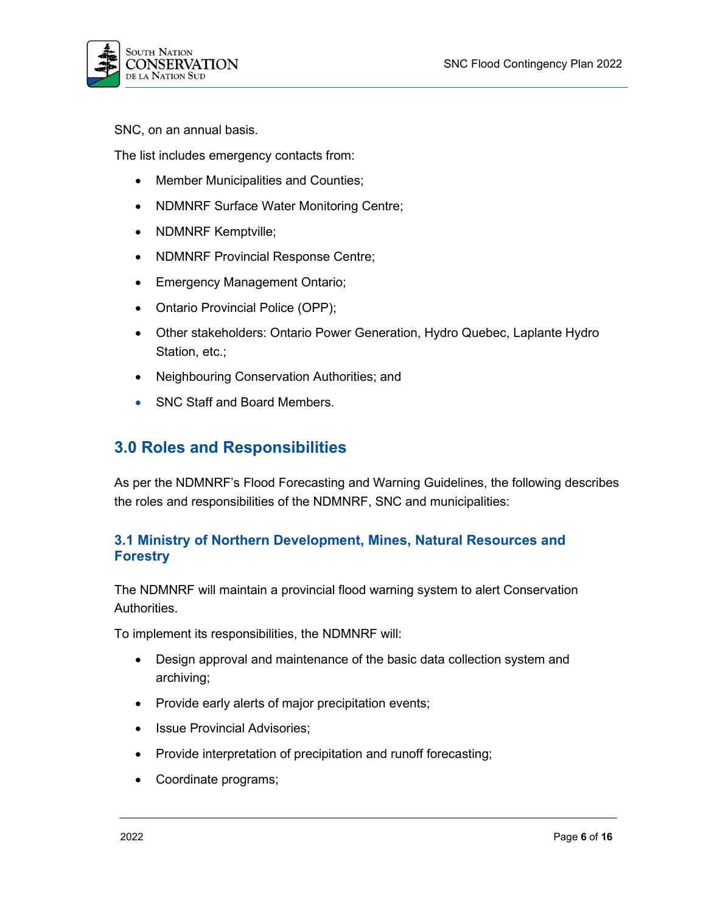SNC, on an annual basis.

The list includes emergency contacts from:

- Member Municipalities and Counties;
- NDMNRF Surface Water Monitoring Centre;
- NDMNRF Kemptville;
- NDMNRF Provincial Response Centre;
- Emergency Management Ontario;
- Ontario Provincial Police (OPP);
- Other stakeholders: Ontario Power Generation, Hydro Quebec, Laplante Hydro Station, etc.;
- Neighbouring Conservation Authorities; and
- SNC Staff and Board Members.

## 3.0 Roles and Responsibilities

As per the NDMNRF's Flood Forecasting and Warning Guidelines, the following describes the roles and responsibilities of the NDMNRF, SNC and municipalities:

### 3.1 Ministry of Northern Development, Mines, Natural Resources and Forestry

The NDMNRF will maintain a provincial flood warning system to alert Conservation Authorities.

To implement its responsibilities, the NDMNRF will:

- Design approval and maintenance of the basic data collection system and archiving;
- Provide early alerts of major precipitation events;
- Issue Provincial Advisories;
- Provide interpretation of precipitation and runoff forecasting;
- Coordinate programs;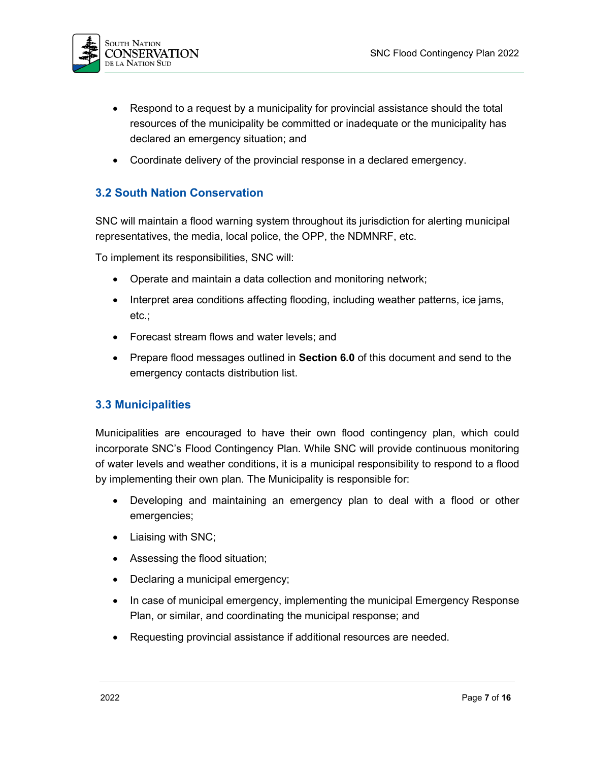- Respond to a request by a municipality for provincial assistance should the total resources of the municipality be committed or inadequate or the municipality has declared an emergency situation; and
- Coordinate delivery of the provincial response in a declared emergency.

## 3.2 South Nation Conservation

SNC will maintain a flood warning system throughout its jurisdiction for alerting municipal representatives, the media, local police, the OPP, the NDMNRF, etc.

To implement its responsibilities, SNC will:

- Operate and maintain a data collection and monitoring network;
- Interpret area conditions affecting flooding, including weather patterns, ice jams, etc.;
- Forecast stream flows and water levels; and
- Prepare flood messages outlined in **Section 6.0** of this document and send to the emergency contacts distribution list.

## 3.3 Municipalities

Municipalities are encouraged to have their own flood contingency plan, which could incorporate SNC's Flood Contingency Plan. While SNC will provide continuous monitoring of water levels and weather conditions, it is a municipal responsibility to respond to a flood by implementing their own plan. The Municipality is responsible for:

- Developing and maintaining an emergency plan to deal with a flood or other emergencies;
- Liaising with SNC;
- Assessing the flood situation;
- Declaring a municipal emergency;
- In case of municipal emergency, implementing the municipal Emergency Response Plan, or similar, and coordinating the municipal response; and
- Requesting provincial assistance if additional resources are needed.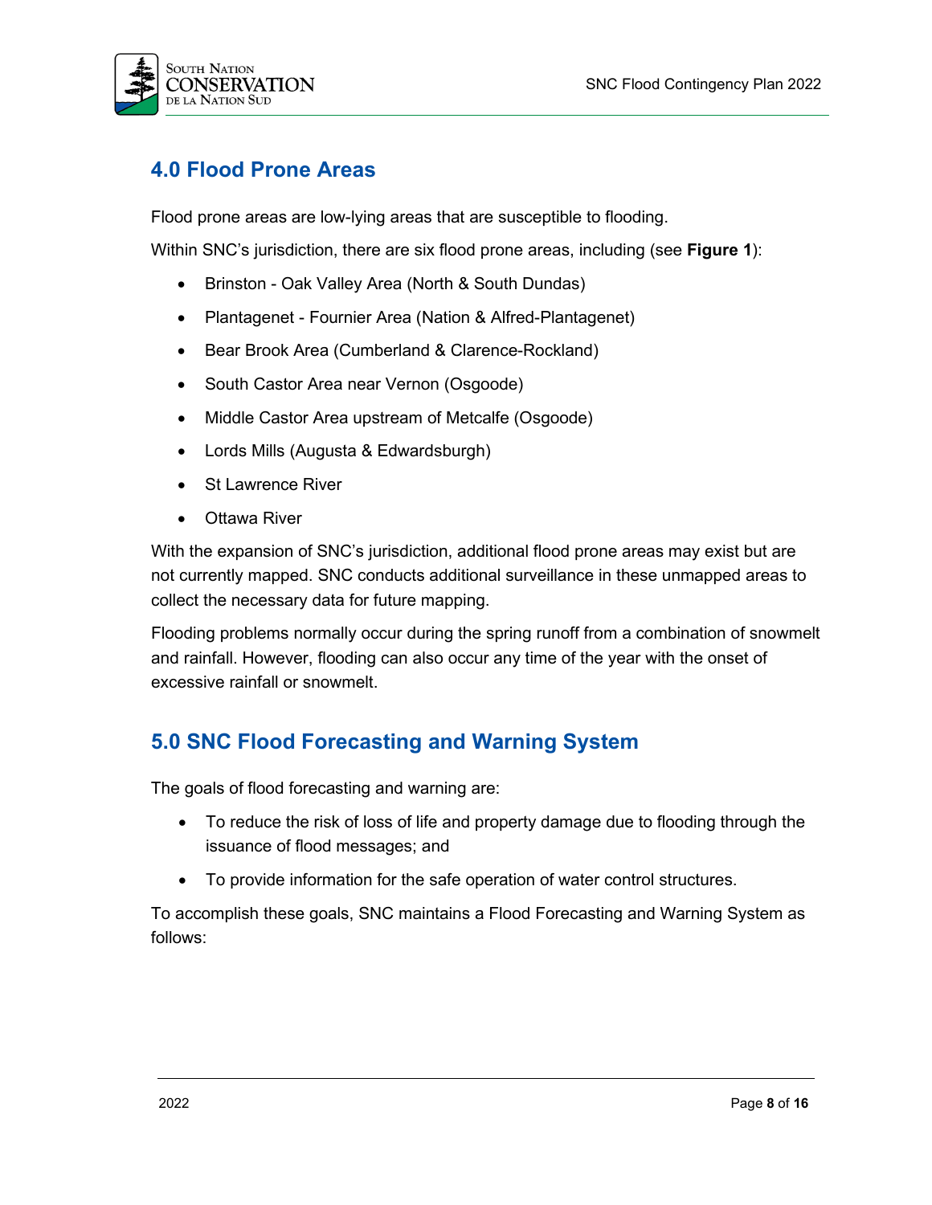## 4.0 Flood Prone Areas

Flood prone areas are low-lying areas that are susceptible to flooding.

Within SNC's jurisdiction, there are six flood prone areas, including (see **Figure 1**):

- Brinston - Oak Valley Area (North & South Dundas)
- Plantagenet - Fournier Area (Nation & Alfred-Plantagenet)
- Bear Brook Area (Cumberland & Clarence-Rockland)
- South Castor Area near Vernon (Osgoode)
- Middle Castor Area upstream of Metcalfe (Osgoode)
- Lords Mills (Augusta & Edwardsburgh)
- St Lawrence River
- Ottawa River

With the expansion of SNC's jurisdiction, additional flood prone areas may exist but are not currently mapped. SNC conducts additional surveillance in these unmapped areas to collect the necessary data for future mapping.

Flooding problems normally occur during the spring runoff from a combination of snowmelt and rainfall. However, flooding can also occur any time of the year with the onset of excessive rainfall or snowmelt.

## 5.0 SNC Flood Forecasting and Warning System

The goals of flood forecasting and warning are:

- To reduce the risk of loss of life and property damage due to flooding through the issuance of flood messages; and
- To provide information for the safe operation of water control structures.

To accomplish these goals, SNC maintains a Flood Forecasting and Warning System as follows: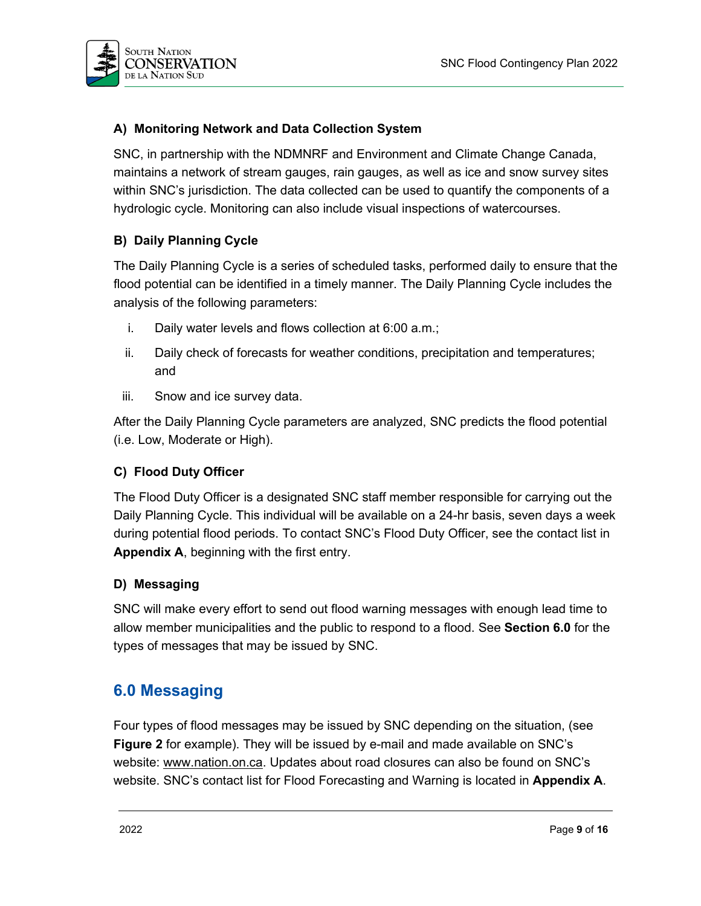### A) Monitoring Network and Data Collection System

SNC, in partnership with the NDMNRF and Environment and Climate Change Canada, maintains a network of stream gauges, rain gauges, as well as ice and snow survey sites within SNC's jurisdiction. The data collected can be used to quantify the components of a hydrologic cycle. Monitoring can also include visual inspections of watercourses.

### B) Daily Planning Cycle

The Daily Planning Cycle is a series of scheduled tasks, performed daily to ensure that the flood potential can be identified in a timely manner. The Daily Planning Cycle includes the analysis of the following parameters:

i. Daily water levels and flows collection at 6:00 a.m.;
ii. Daily check of forecasts for weather conditions, precipitation and temperatures; and
iii. Snow and ice survey data.

After the Daily Planning Cycle parameters are analyzed, SNC predicts the flood potential (i.e. Low, Moderate or High).

### C) Flood Duty Officer

The Flood Duty Officer is a designated SNC staff member responsible for carrying out the Daily Planning Cycle. This individual will be available on a 24-hr basis, seven days a week during potential flood periods. To contact SNC's Flood Duty Officer, see the contact list in **Appendix A**, beginning with the first entry.

### D) Messaging

SNC will make every effort to send out flood warning messages with enough lead time to allow member municipalities and the public to respond to a flood. See **Section 6.0** for the types of messages that may be issued by SNC.

## 6.0 Messaging

Four types of flood messages may be issued by SNC depending on the situation, (see **Figure 2** for example). They will be issued by e-mail and made available on SNC's website: www.nation.on.ca. Updates about road closures can also be found on SNC's website. SNC's contact list for Flood Forecasting and Warning is located in **Appendix A**.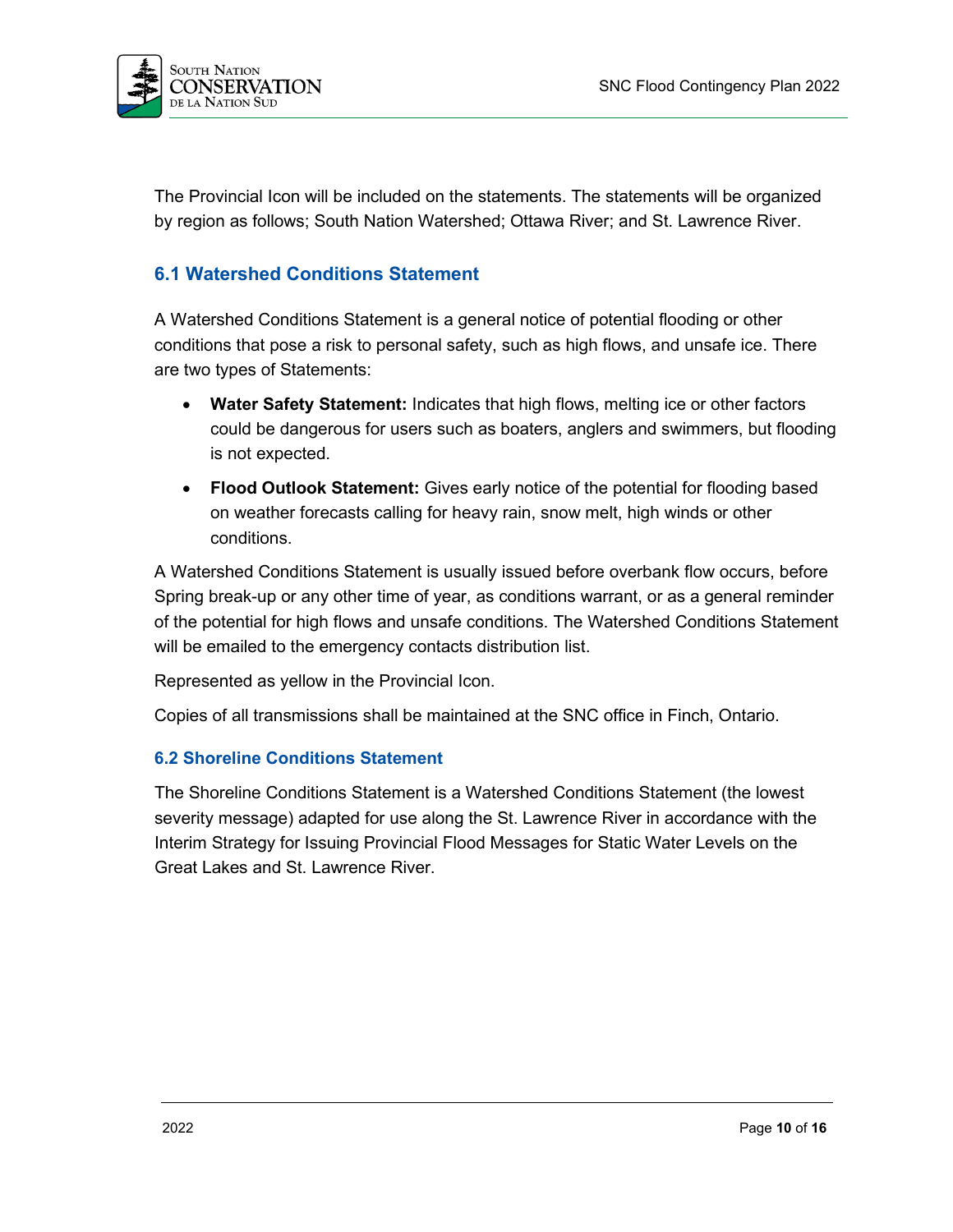The Provincial Icon will be included on the statements. The statements will be organized by region as follows; South Nation Watershed; Ottawa River; and St. Lawrence River.

## 6.1 Watershed Conditions Statement

A Watershed Conditions Statement is a general notice of potential flooding or other conditions that pose a risk to personal safety, such as high flows, and unsafe ice. There are two types of Statements:

- **Water Safety Statement:** Indicates that high flows, melting ice or other factors could be dangerous for users such as boaters, anglers and swimmers, but flooding is not expected.
- **Flood Outlook Statement:** Gives early notice of the potential for flooding based on weather forecasts calling for heavy rain, snow melt, high winds or other conditions.

A Watershed Conditions Statement is usually issued before overbank flow occurs, before Spring break-up or any other time of year, as conditions warrant, or as a general reminder of the potential for high flows and unsafe conditions. The Watershed Conditions Statement will be emailed to the emergency contacts distribution list.

Represented as yellow in the Provincial Icon.

Copies of all transmissions shall be maintained at the SNC office in Finch, Ontario.

### 6.2 Shoreline Conditions Statement

The Shoreline Conditions Statement is a Watershed Conditions Statement (the lowest severity message) adapted for use along the St. Lawrence River in accordance with the Interim Strategy for Issuing Provincial Flood Messages for Static Water Levels on the Great Lakes and St. Lawrence River.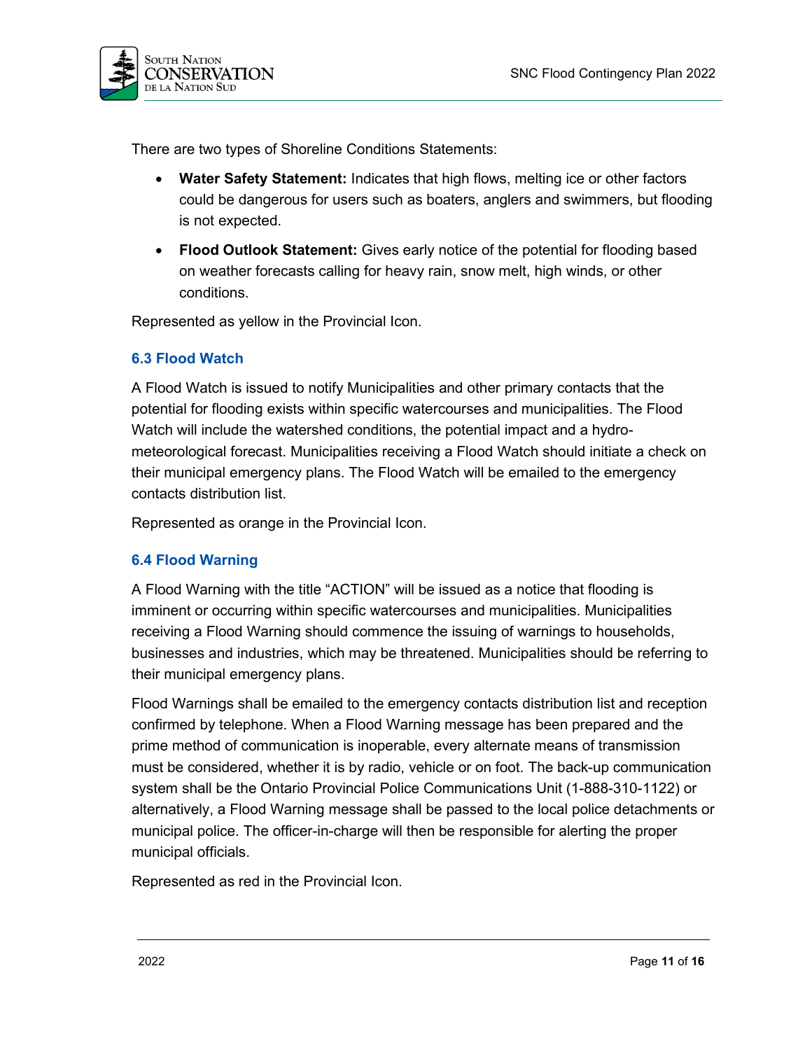There are two types of Shoreline Conditions Statements:

- **Water Safety Statement:** Indicates that high flows, melting ice or other factors could be dangerous for users such as boaters, anglers and swimmers, but flooding is not expected.
- **Flood Outlook Statement:** Gives early notice of the potential for flooding based on weather forecasts calling for heavy rain, snow melt, high winds, or other conditions.

Represented as yellow in the Provincial Icon.

### 6.3 Flood Watch

A Flood Watch is issued to notify Municipalities and other primary contacts that the potential for flooding exists within specific watercourses and municipalities. The Flood Watch will include the watershed conditions, the potential impact and a hydro-meteorological forecast. Municipalities receiving a Flood Watch should initiate a check on their municipal emergency plans. The Flood Watch will be emailed to the emergency contacts distribution list.

Represented as orange in the Provincial Icon.

### 6.4 Flood Warning

A Flood Warning with the title "ACTION" will be issued as a notice that flooding is imminent or occurring within specific watercourses and municipalities. Municipalities receiving a Flood Warning should commence the issuing of warnings to households, businesses and industries, which may be threatened. Municipalities should be referring to their municipal emergency plans.

Flood Warnings shall be emailed to the emergency contacts distribution list and reception confirmed by telephone. When a Flood Warning message has been prepared and the prime method of communication is inoperable, every alternate means of transmission must be considered, whether it is by radio, vehicle or on foot. The back-up communication system shall be the Ontario Provincial Police Communications Unit (1-888-310-1122) or alternatively, a Flood Warning message shall be passed to the local police detachments or municipal police. The officer-in-charge will then be responsible for alerting the proper municipal officials.

Represented as red in the Provincial Icon.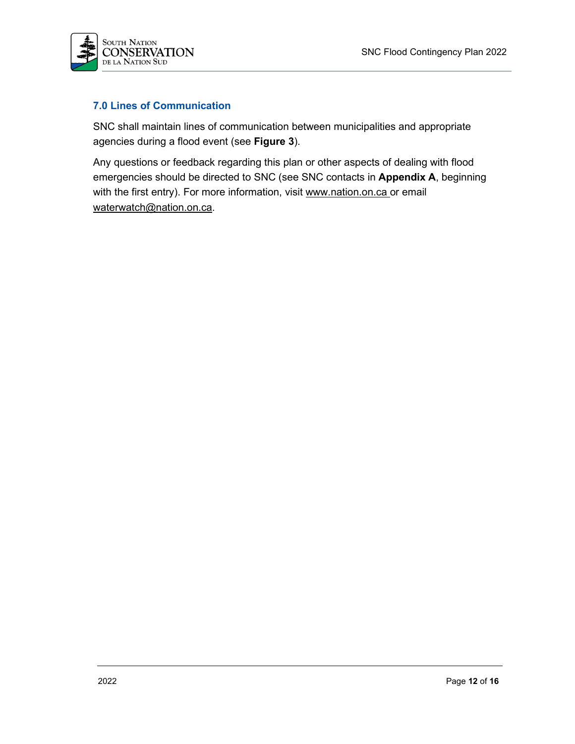## 7.0 Lines of Communication

SNC shall maintain lines of communication between municipalities and appropriate agencies during a flood event (see **Figure 3**).

Any questions or feedback regarding this plan or other aspects of dealing with flood emergencies should be directed to SNC (see SNC contacts in **Appendix A**, beginning with the first entry). For more information, visit www.nation.on.ca or email waterwatch@nation.on.ca.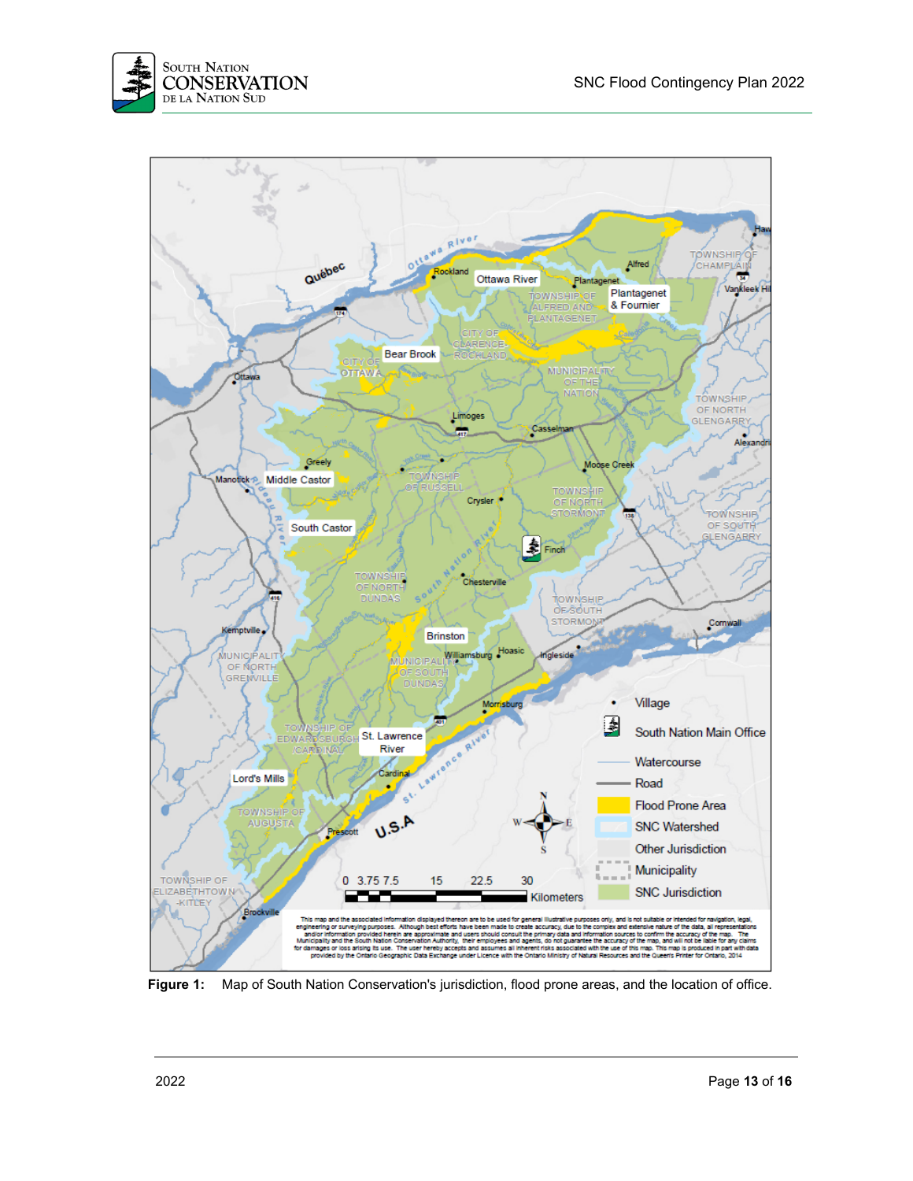**Figure 1:** Map of South Nation Conservation's jurisdiction, flood prone areas, and the location of office.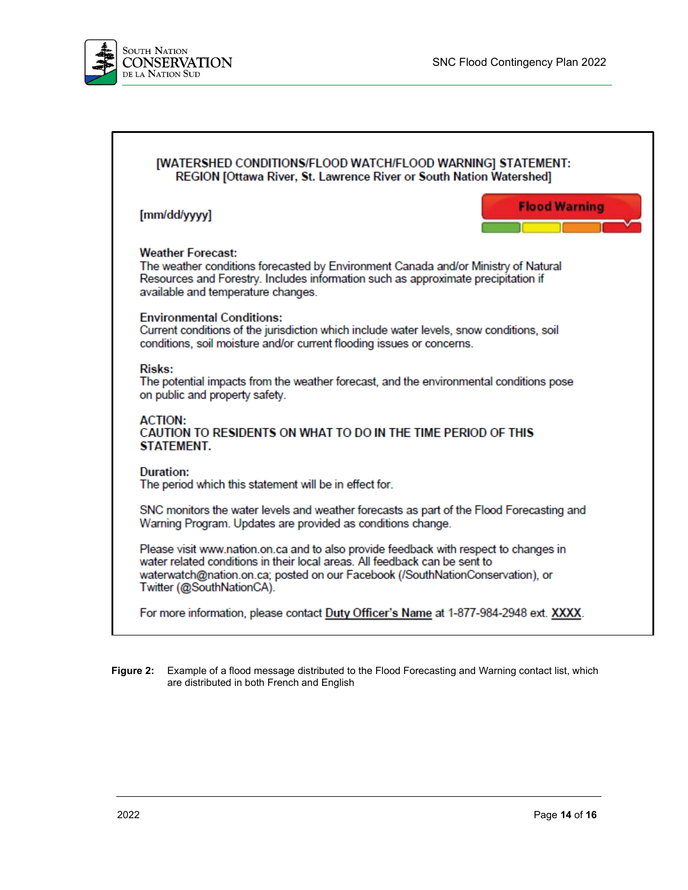**[WATERSHED CONDITIONS/FLOOD WATCH/FLOOD WARNING] STATEMENT: REGION [Ottawa River, St. Lawrence River or South Nation Watershed]**

**[mm/dd/yyyy]**

**Flood Warning**

**Weather Forecast:**
The weather conditions forecasted by Environment Canada and/or Ministry of Natural Resources and Forestry. Includes information such as approximate precipitation if available and temperature changes.

**Environmental Conditions:**
Current conditions of the jurisdiction which include water levels, snow conditions, soil conditions, soil moisture and/or current flooding issues or concerns.

**Risks:**
The potential impacts from the weather forecast, and the environmental conditions pose on public and property safety.

**ACTION:**
**CAUTION TO RESIDENTS ON WHAT TO DO IN THE TIME PERIOD OF THIS STATEMENT.**

**Duration:**
The period which this statement will be in effect for.

SNC monitors the water levels and weather forecasts as part of the Flood Forecasting and Warning Program. Updates are provided as conditions change.

Please visit www.nation.on.ca and to also provide feedback with respect to changes in water related conditions in their local areas. All feedback can be sent to waterwatch@nation.on.ca; posted on our Facebook (/SouthNationConservation), or Twitter (@SouthNationCA).

For more information, please contact **Duty Officer's Name** at 1-877-984-2948 ext. **XXXX**.

**Figure 2:** Example of a flood message distributed to the Flood Forecasting and Warning contact list, which are distributed in both French and English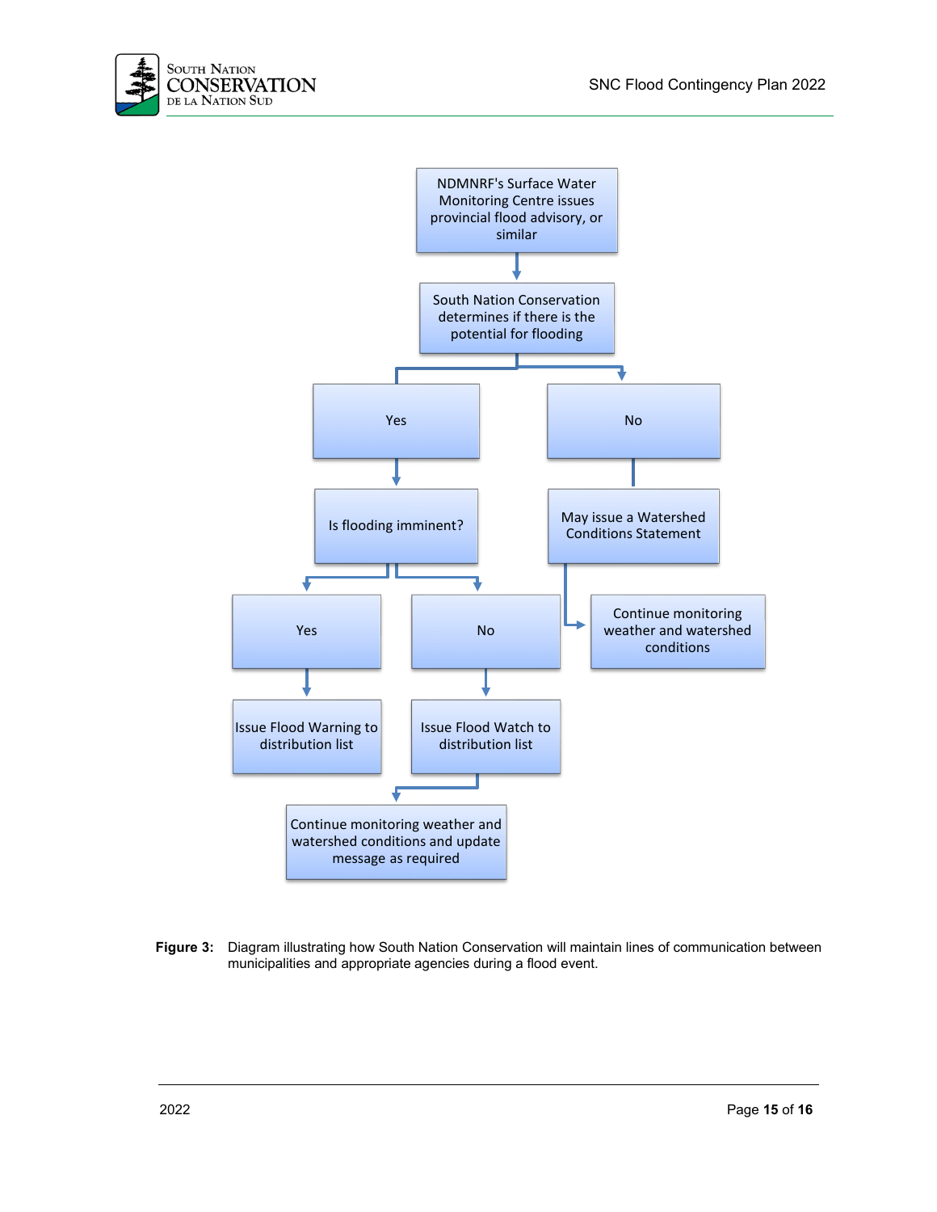NDMNRF's Surface Water Monitoring Centre issues provincial flood advisory, or similar

South Nation Conservation determines if there is the potential for flooding

Yes

No

Is flooding imminent?

May issue a Watershed Conditions Statement

Yes

No

Continue monitoring weather and watershed conditions

Issue Flood Warning to distribution list

Issue Flood Watch to distribution list

Continue monitoring weather and watershed conditions and update message as required

**Figure 3:** Diagram illustrating how South Nation Conservation will maintain lines of communication between municipalities and appropriate agencies during a flood event.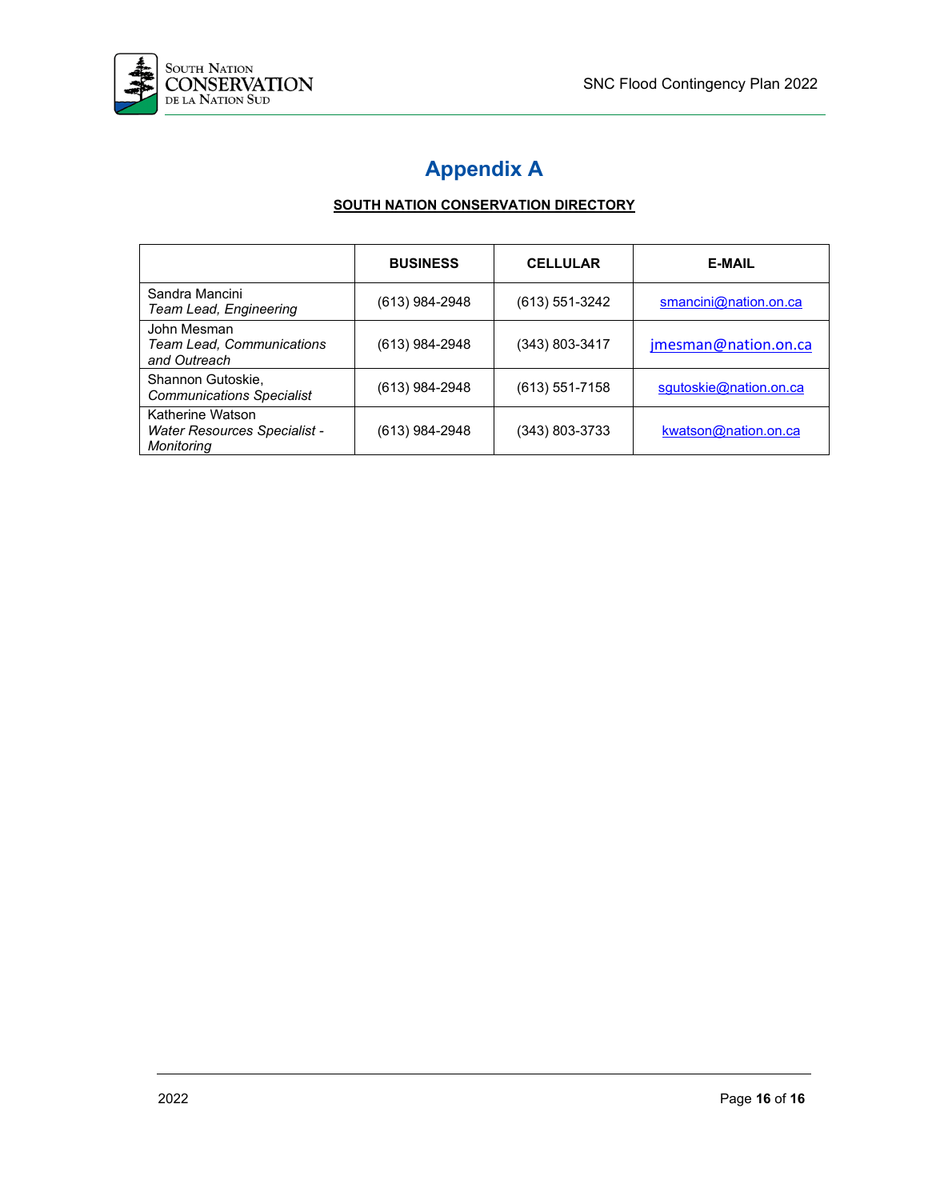# Appendix A

**SOUTH NATION CONSERVATION DIRECTORY**

| | BUSINESS | CELLULAR | E-MAIL |
|---|---|---|---|
| Sandra Mancini<br>*Team Lead, Engineering* | (613) 984-2948 | (613) 551-3242 | smancini@nation.on.ca |
| John Mesman<br>*Team Lead, Communications and Outreach* | (613) 984-2948 | (343) 803-3417 | jmesman@nation.on.ca |
| Shannon Gutoskie,<br>*Communications Specialist* | (613) 984-2948 | (613) 551-7158 | sgutoskie@nation.on.ca |
| Katherine Watson<br>*Water Resources Specialist - Monitoring* | (613) 984-2948 | (343) 803-3733 | kwatson@nation.on.ca |